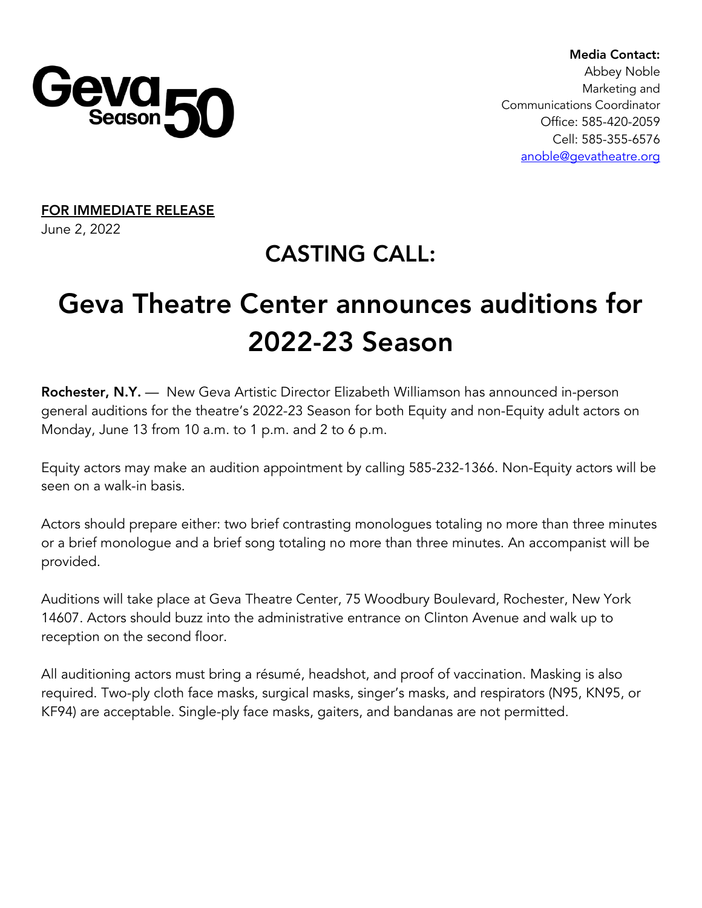Geva Season 50

**Media Contact:**
Abbey Noble
Marketing and
Communications Coordinator
Office: 585-420-2059
Cell: 585-355-6576
[anoble@gevatheatre.org](mailto:anoble@gevatheatre.org)

**FOR IMMEDIATE RELEASE**
June 2, 2022

## CASTING CALL:

# Geva Theatre Center announces auditions for 2022-23 Season

**Rochester, N.Y.** — New Geva Artistic Director Elizabeth Williamson has announced in-person general auditions for the theatre's 2022-23 Season for both Equity and non-Equity adult actors on Monday, June 13 from 10 a.m. to 1 p.m. and 2 to 6 p.m.

Equity actors may make an audition appointment by calling 585-232-1366. Non-Equity actors will be seen on a walk-in basis.

Actors should prepare either: two brief contrasting monologues totaling no more than three minutes or a brief monologue and a brief song totaling no more than three minutes. An accompanist will be provided.

Auditions will take place at Geva Theatre Center, 75 Woodbury Boulevard, Rochester, New York 14607. Actors should buzz into the administrative entrance on Clinton Avenue and walk up to reception on the second floor.

All auditioning actors must bring a résumé, headshot, and proof of vaccination. Masking is also required. Two-ply cloth face masks, surgical masks, singer's masks, and respirators (N95, KN95, or KF94) are acceptable. Single-ply face masks, gaiters, and bandanas are not permitted.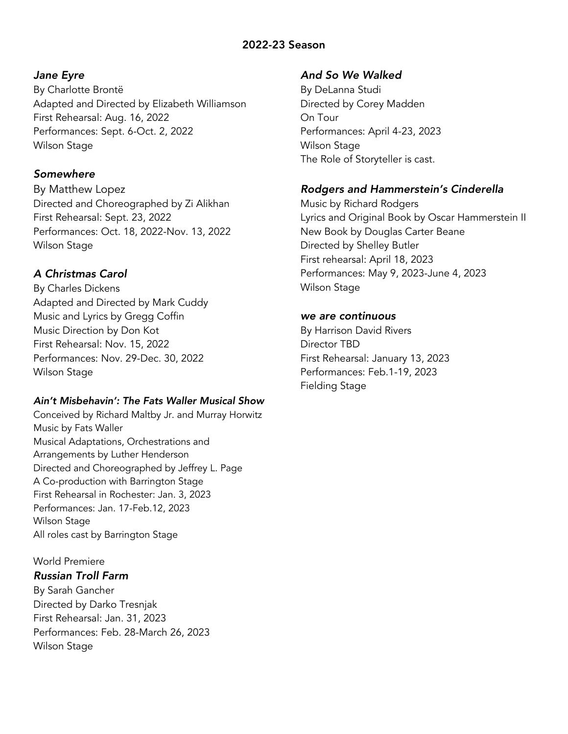## 2022-23 Season

### *Jane Eyre*

By Charlotte Brontë
Adapted and Directed by Elizabeth Williamson
First Rehearsal: Aug. 16, 2022
Performances: Sept. 6-Oct. 2, 2022
Wilson Stage

### *Somewhere*

By Matthew Lopez
Directed and Choreographed by Zi Alikhan
First Rehearsal: Sept. 23, 2022
Performances: Oct. 18, 2022-Nov. 13, 2022
Wilson Stage

### *A Christmas Carol*

By Charles Dickens
Adapted and Directed by Mark Cuddy
Music and Lyrics by Gregg Coffin
Music Direction by Don Kot
First Rehearsal: Nov. 15, 2022
Performances: Nov. 29-Dec. 30, 2022
Wilson Stage

### *Ain't Misbehavin': The Fats Waller Musical Show*

Conceived by Richard Maltby Jr. and Murray Horwitz
Music by Fats Waller
Musical Adaptations, Orchestrations and Arrangements by Luther Henderson
Directed and Choreographed by Jeffrey L. Page
A Co-production with Barrington Stage
First Rehearsal in Rochester: Jan. 3, 2023
Performances: Jan. 17-Feb.12, 2023
Wilson Stage
All roles cast by Barrington Stage

World Premiere

### *Russian Troll Farm*

By Sarah Gancher
Directed by Darko Tresnjak
First Rehearsal: Jan. 31, 2023
Performances: Feb. 28-March 26, 2023
Wilson Stage

### *And So We Walked*

By DeLanna Studi
Directed by Corey Madden
On Tour
Performances: April 4-23, 2023
Wilson Stage
The Role of Storyteller is cast.

### *Rodgers and Hammerstein's Cinderella*

Music by Richard Rodgers
Lyrics and Original Book by Oscar Hammerstein II
New Book by Douglas Carter Beane
Directed by Shelley Butler
First rehearsal: April 18, 2023
Performances: May 9, 2023-June 4, 2023
Wilson Stage

### *we are continuous*

By Harrison David Rivers
Director TBD
First Rehearsal: January 13, 2023
Performances: Feb.1-19, 2023
Fielding Stage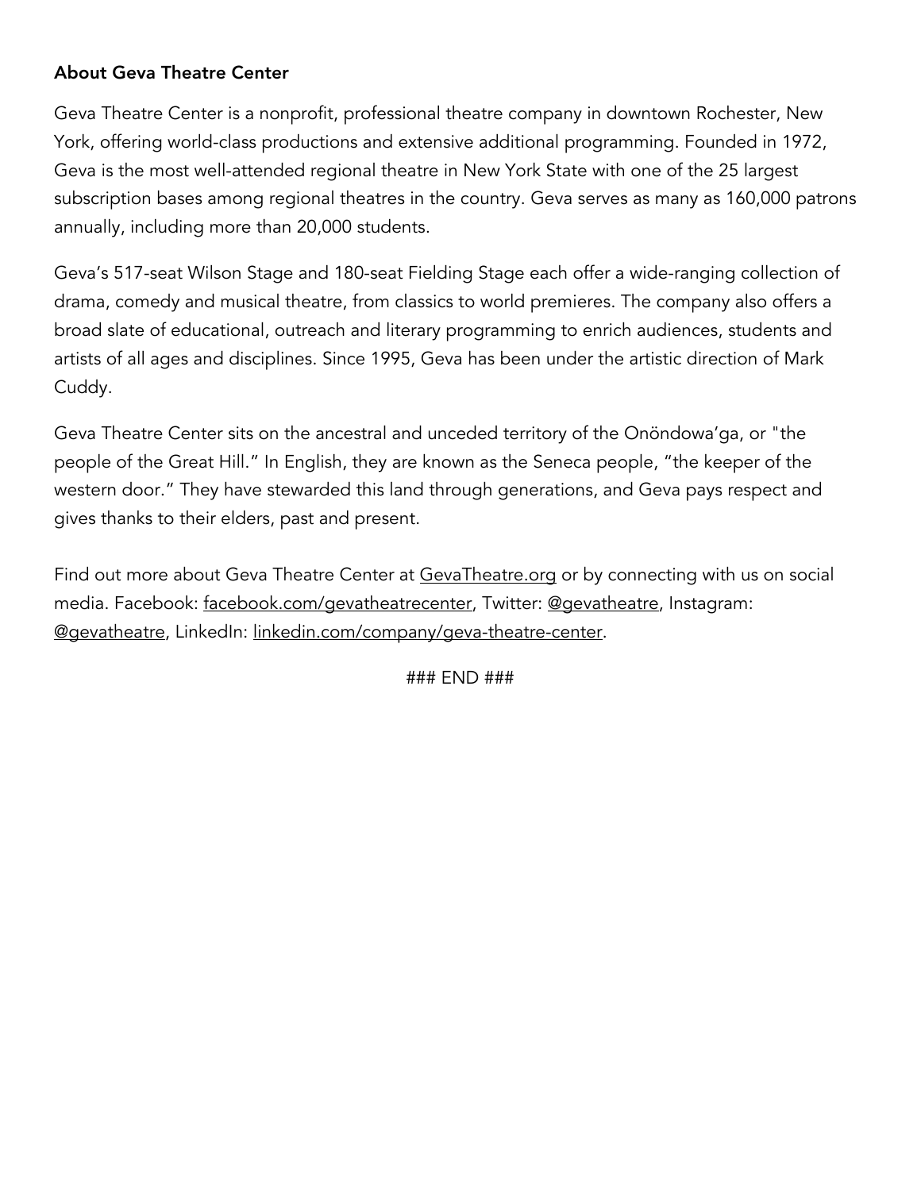**About Geva Theatre Center**

Geva Theatre Center is a nonprofit, professional theatre company in downtown Rochester, New York, offering world-class productions and extensive additional programming. Founded in 1972, Geva is the most well-attended regional theatre in New York State with one of the 25 largest subscription bases among regional theatres in the country. Geva serves as many as 160,000 patrons annually, including more than 20,000 students.

Geva's 517-seat Wilson Stage and 180-seat Fielding Stage each offer a wide-ranging collection of drama, comedy and musical theatre, from classics to world premieres. The company also offers a broad slate of educational, outreach and literary programming to enrich audiences, students and artists of all ages and disciplines. Since 1995, Geva has been under the artistic direction of Mark Cuddy.

Geva Theatre Center sits on the ancestral and unceded territory of the Onöndowa'ga, or "the people of the Great Hill." In English, they are known as the Seneca people, "the keeper of the western door." They have stewarded this land through generations, and Geva pays respect and gives thanks to their elders, past and present.

Find out more about Geva Theatre Center at GevaTheatre.org or by connecting with us on social media. Facebook: facebook.com/gevatheatrecenter, Twitter: @gevatheatre, Instagram: @gevatheatre, LinkedIn: linkedin.com/company/geva-theatre-center.

### END ###